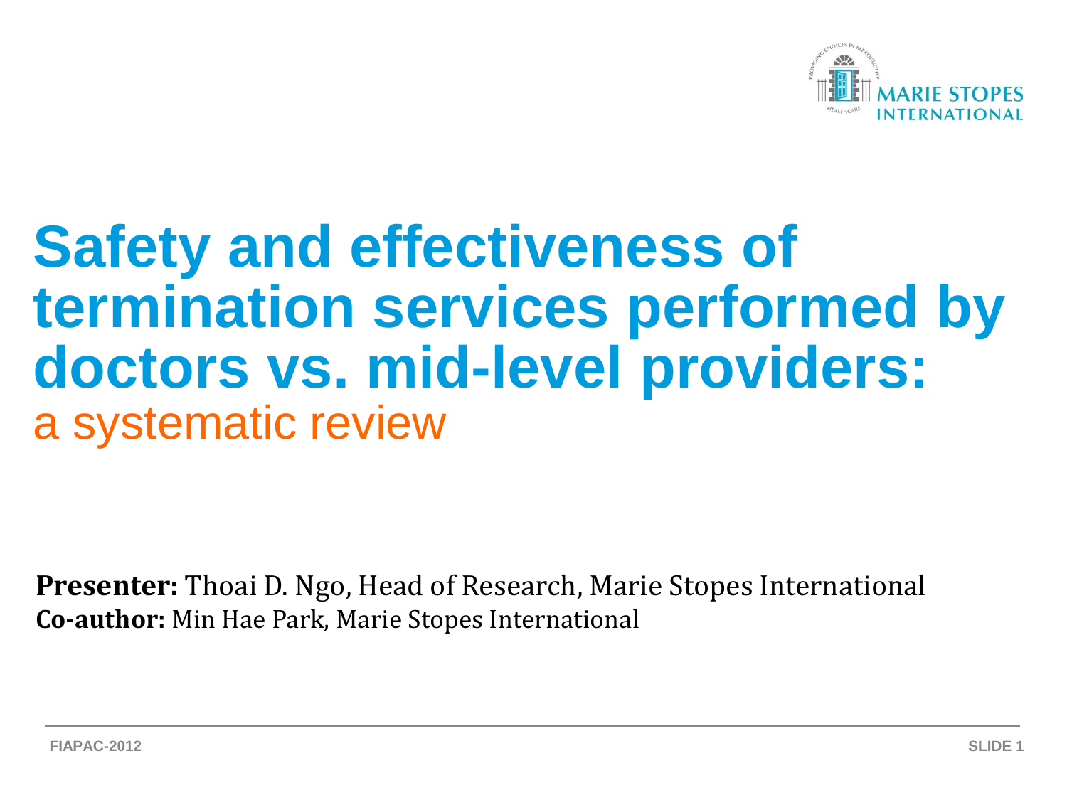# Safety and effectiveness of termination services performed by doctors vs. mid-level providers:

## a systematic review

**Presenter:** Thoai D. Ngo, Head of Research, Marie Stopes International

**Co-author:** Min Hae Park, Marie Stopes International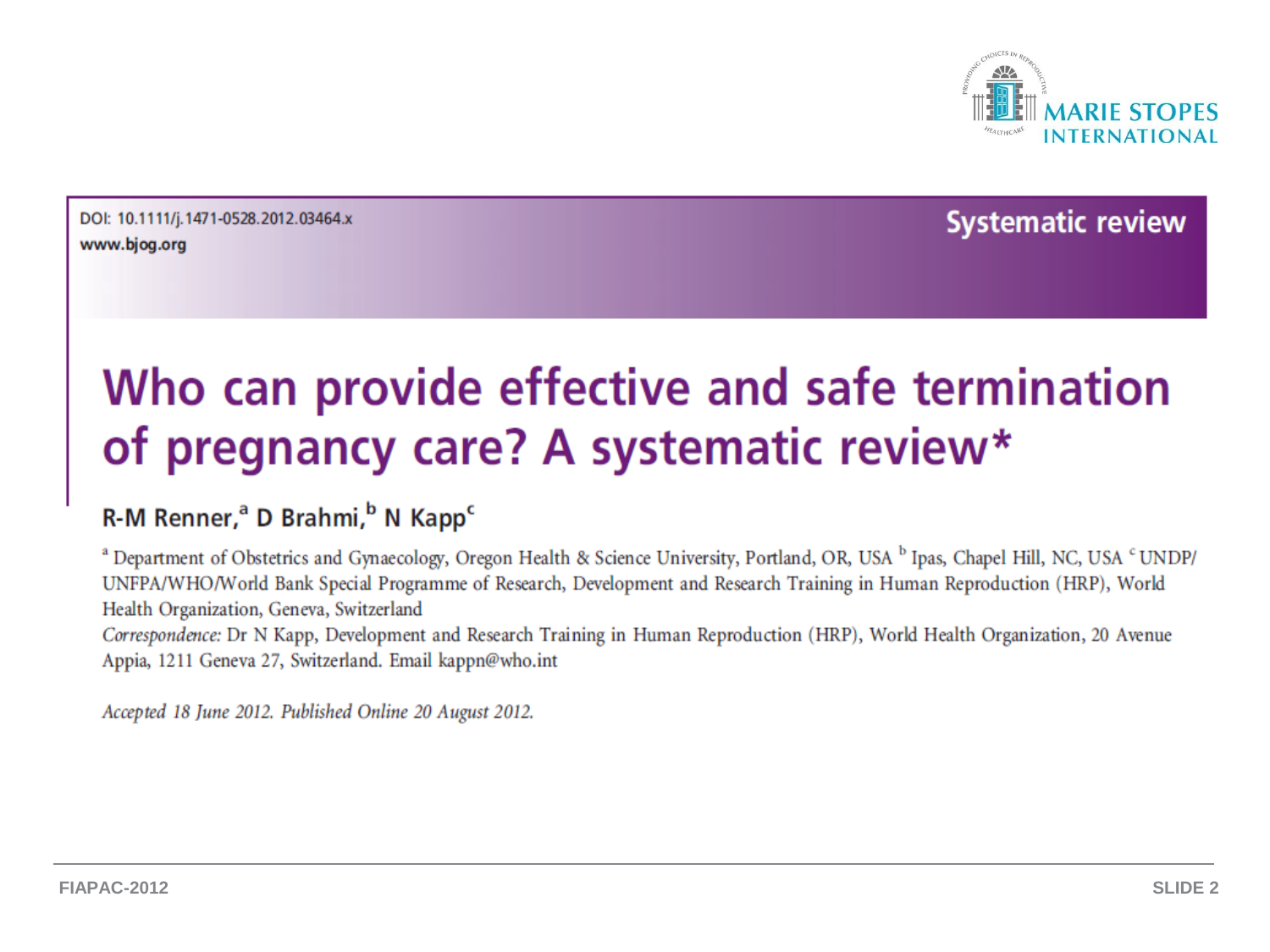DOI: 10.1111/j.1471-0528.2012.03464.x
www.bjog.org

Systematic review

# Who can provide effective and safe termination of pregnancy care? A systematic review*

## R-M Renner,[a] D Brahmi,[b] N Kapp[c]

[a] Department of Obstetrics and Gynaecology, Oregon Health & Science University, Portland, OR, USA [b] Ipas, Chapel Hill, NC, USA [c] UNDP/UNFPA/WHO/World Bank Special Programme of Research, Development and Research Training in Human Reproduction (HRP), World Health Organization, Geneva, Switzerland

*Correspondence:* Dr N Kapp, Development and Research Training in Human Reproduction (HRP), World Health Organization, 20 Avenue Appia, 1211 Geneva 27, Switzerland. Email kappn@who.int

*Accepted 18 June 2012. Published Online 20 August 2012.*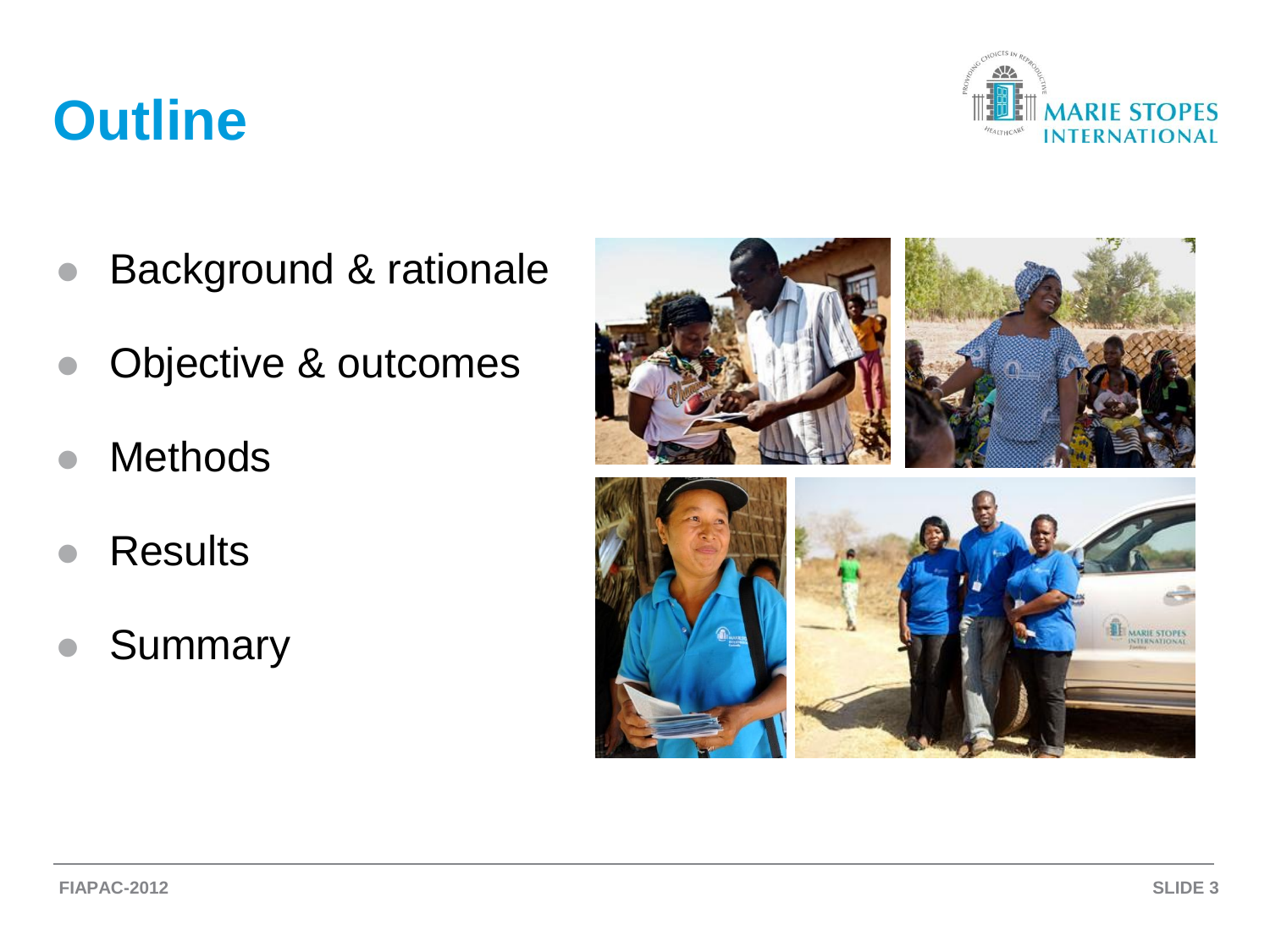# Outline

- Background & rationale
- Objective & outcomes
- Methods
- Results
- Summary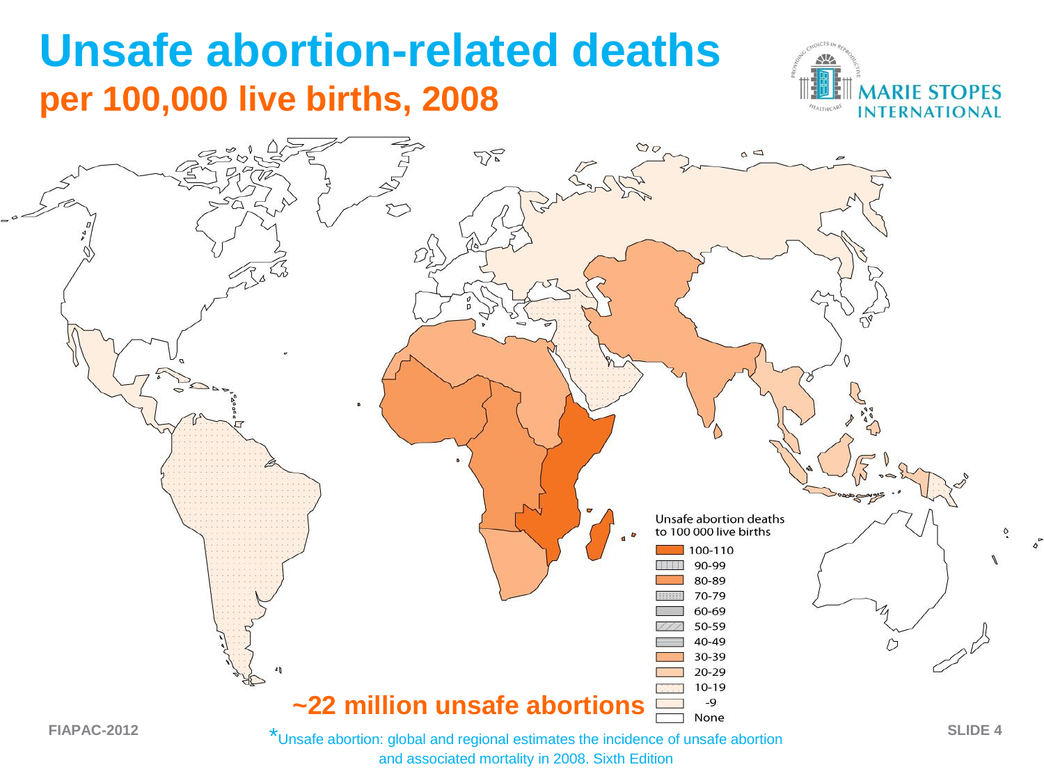# Unsafe abortion-related deaths

## per 100,000 live births, 2008

Unsafe abortion deaths to 100 000 live births

- 100-110
- 90-99
- 80-89
- 70-79
- 60-69
- 50-59
- 40-49
- 30-39
- 20-29
- 10-19
- -9
- None

**~22 million unsafe abortions**

*Unsafe abortion: global and regional estimates the incidence of unsafe abortion and associated mortality in 2008. Sixth Edition

FIAPAC-2012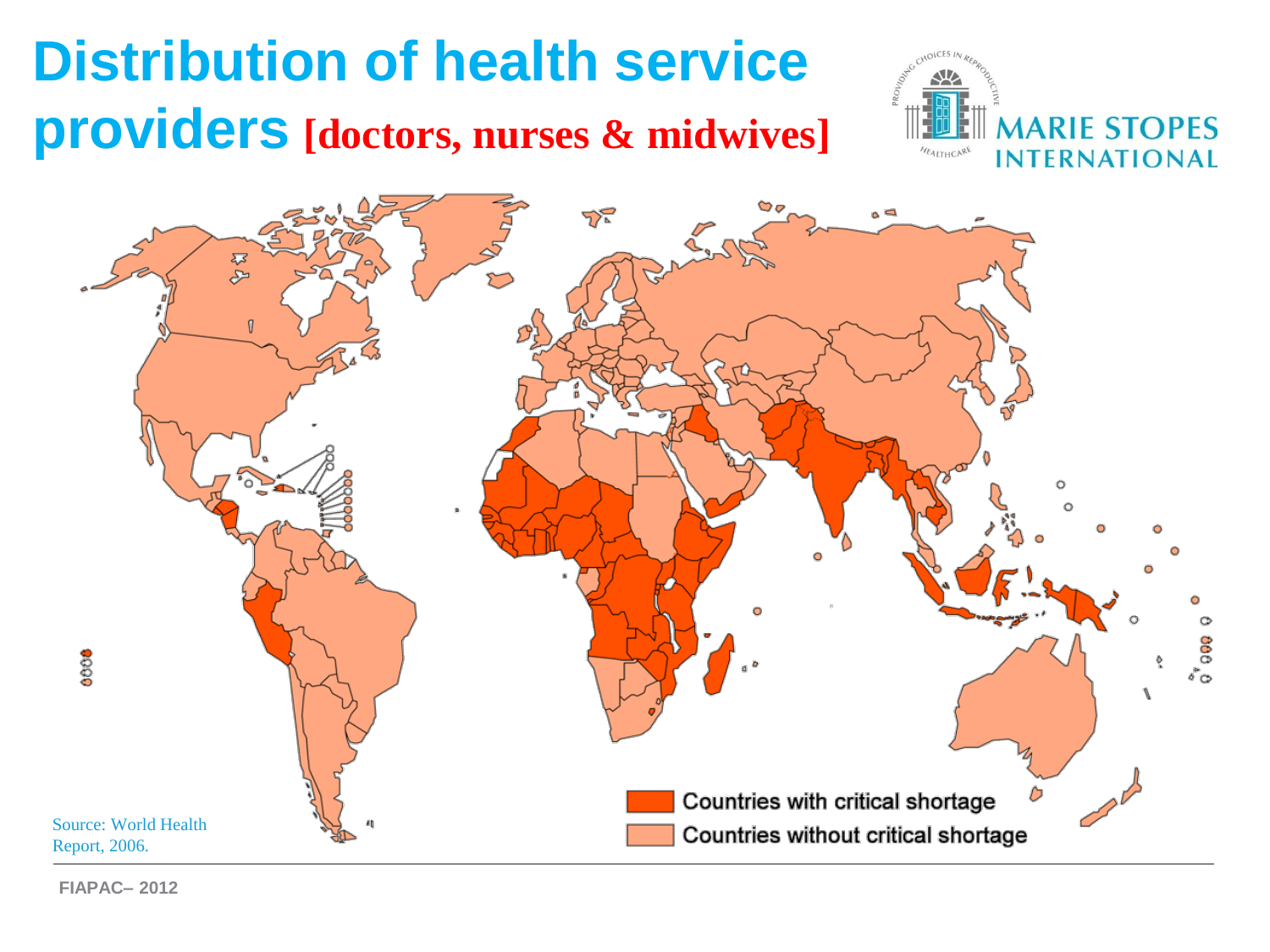# Distribution of health service providers [doctors, nurses & midwives]

MARIE STOPES INTERNATIONAL

Countries with critical shortage

Countries without critical shortage

Source: World Health Report, 2006.

FIAPAC– 2012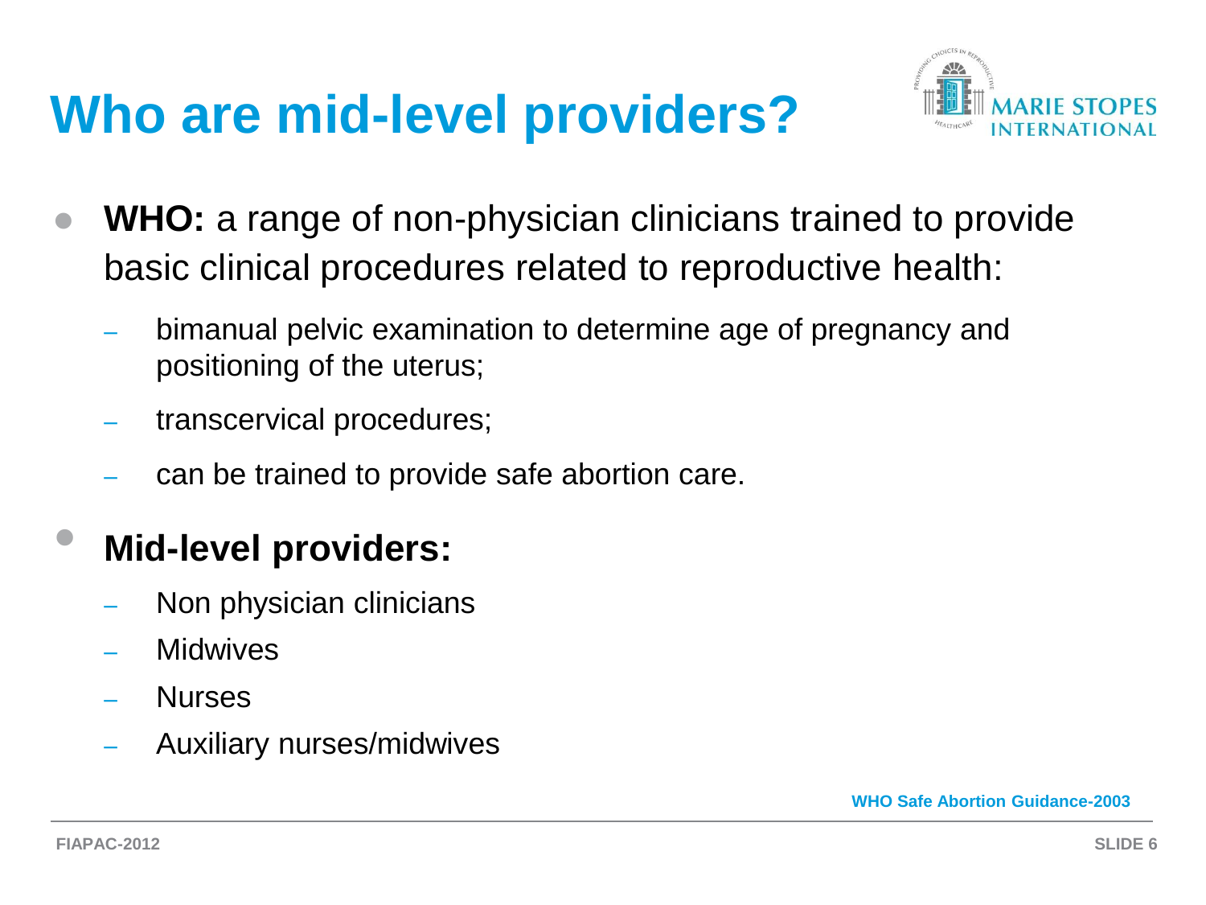# Who are mid-level providers?

- **WHO:** a range of non-physician clinicians trained to provide basic clinical procedures related to reproductive health:
  - bimanual pelvic examination to determine age of pregnancy and positioning of the uterus;
  - transcervical procedures;
  - can be trained to provide safe abortion care.
- **Mid-level providers:**
  - Non physician clinicians
  - Midwives
  - Nurses
  - Auxiliary nurses/midwives

**WHO Safe Abortion Guidance-2003**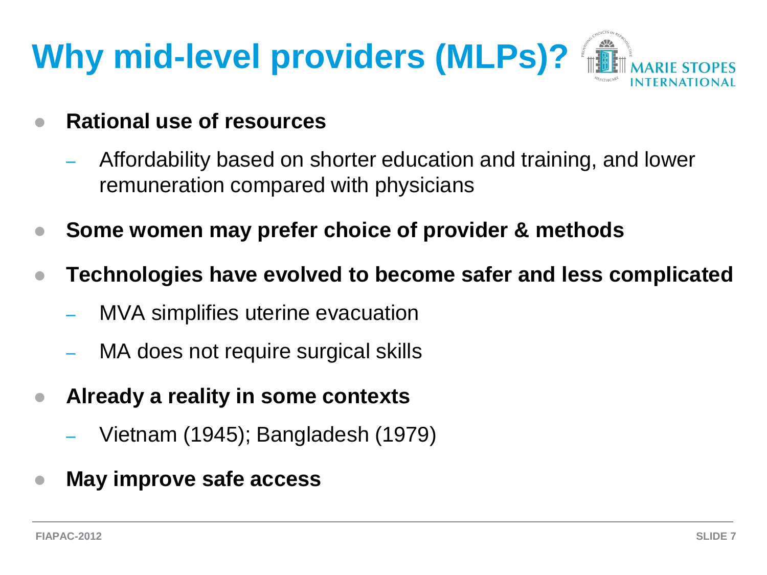# Why mid-level providers (MLPs)?

- **Rational use of resources**
  - Affordability based on shorter education and training, and lower remuneration compared with physicians
- **Some women may prefer choice of provider & methods**
- **Technologies have evolved to become safer and less complicated**
  - MVA simplifies uterine evacuation
  - MA does not require surgical skills
- **Already a reality in some contexts**
  - Vietnam (1945); Bangladesh (1979)
- **May improve safe access**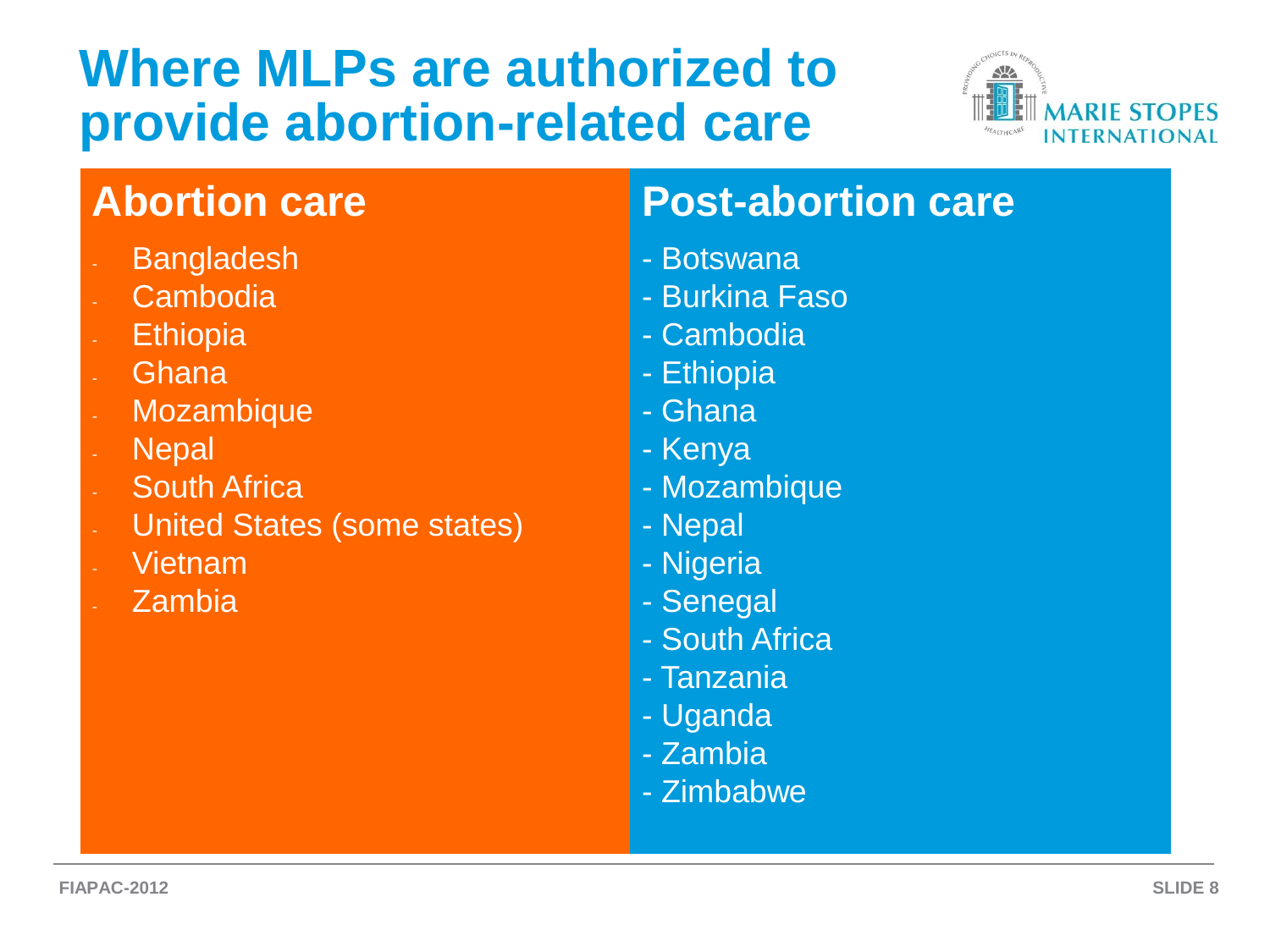# Where MLPs are authorized to provide abortion-related care

## Abortion care

- Bangladesh
- Cambodia
- Ethiopia
- Ghana
- Mozambique
- Nepal
- South Africa
- United States (some states)
- Vietnam
- Zambia

## Post-abortion care

- Botswana
- Burkina Faso
- Cambodia
- Ethiopia
- Ghana
- Kenya
- Mozambique
- Nepal
- Nigeria
- Senegal
- South Africa
- Tanzania
- Uganda
- Zambia
- Zimbabwe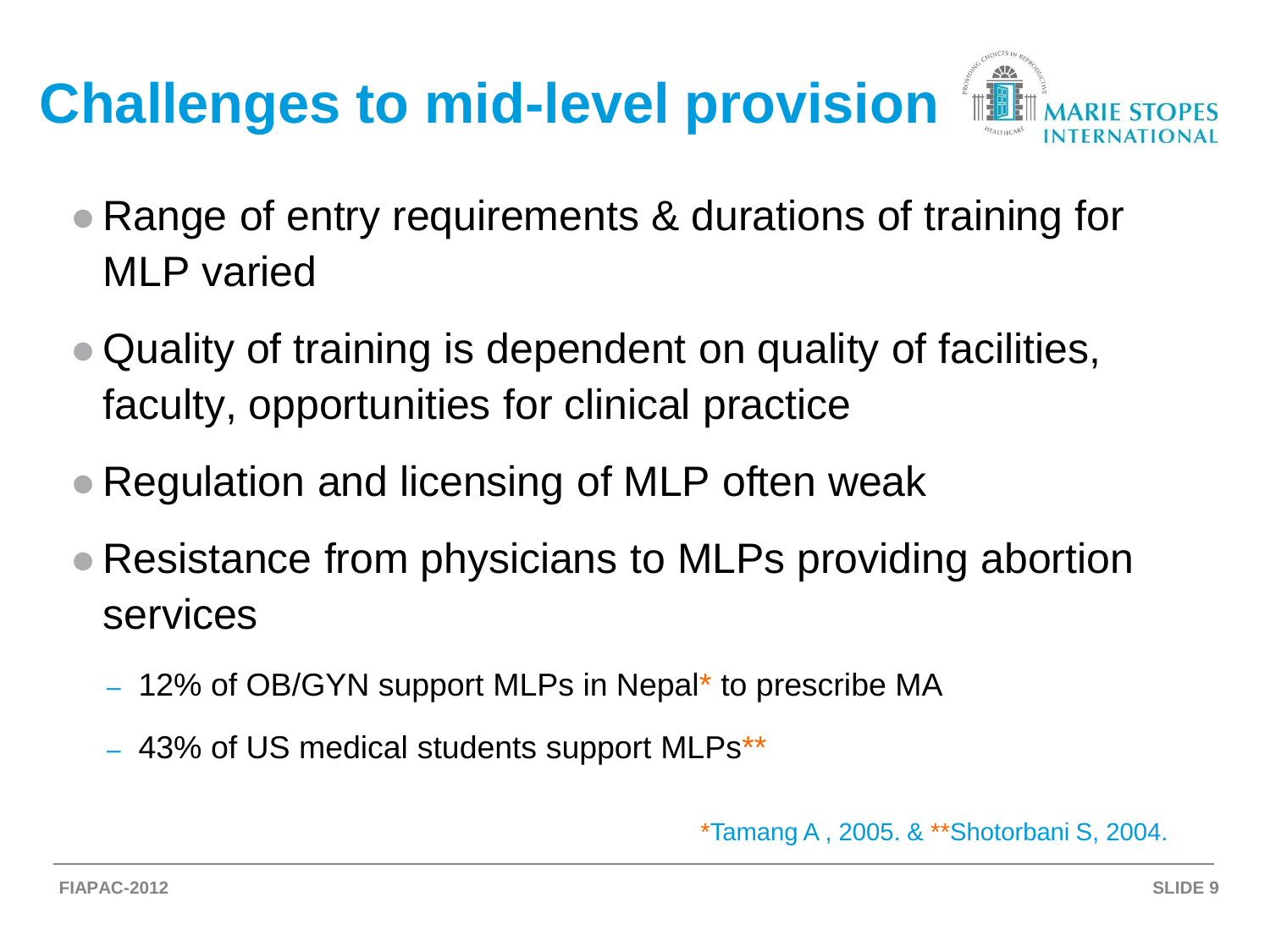# Challenges to mid-level provision

- Range of entry requirements & durations of training for MLP varied
- Quality of training is dependent on quality of facilities, faculty, opportunities for clinical practice
- Regulation and licensing of MLP often weak
- Resistance from physicians to MLPs providing abortion services
  - 12% of OB/GYN support MLPs in Nepal* to prescribe MA
  - 43% of US medical students support MLPs**

*Tamang A , 2005. & **Shotorbani S, 2004.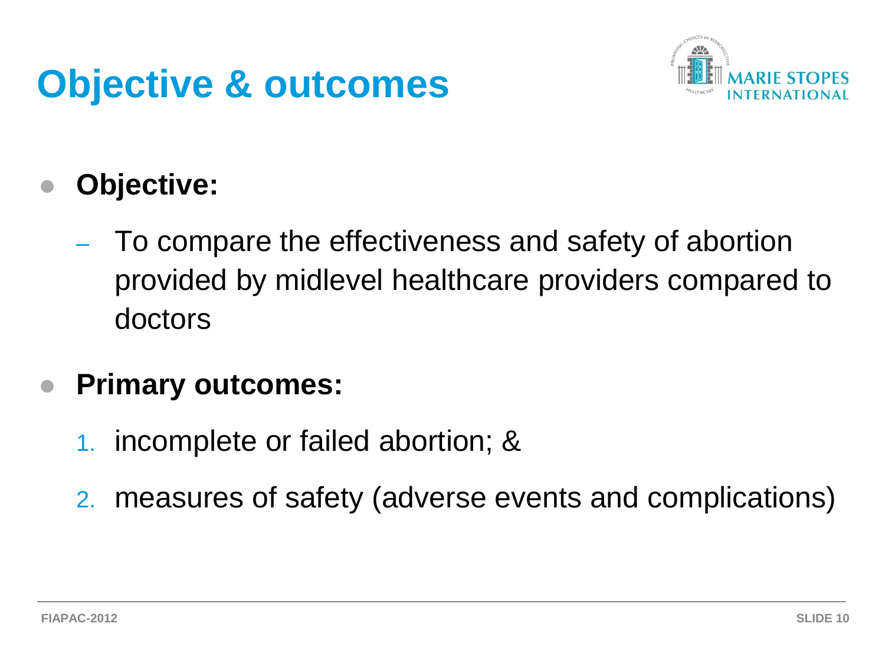# Objective & outcomes

- **Objective:**
  - To compare the effectiveness and safety of abortion provided by midlevel healthcare providers compared to doctors
- **Primary outcomes:**
  1. incomplete or failed abortion; &
  2. measures of safety (adverse events and complications)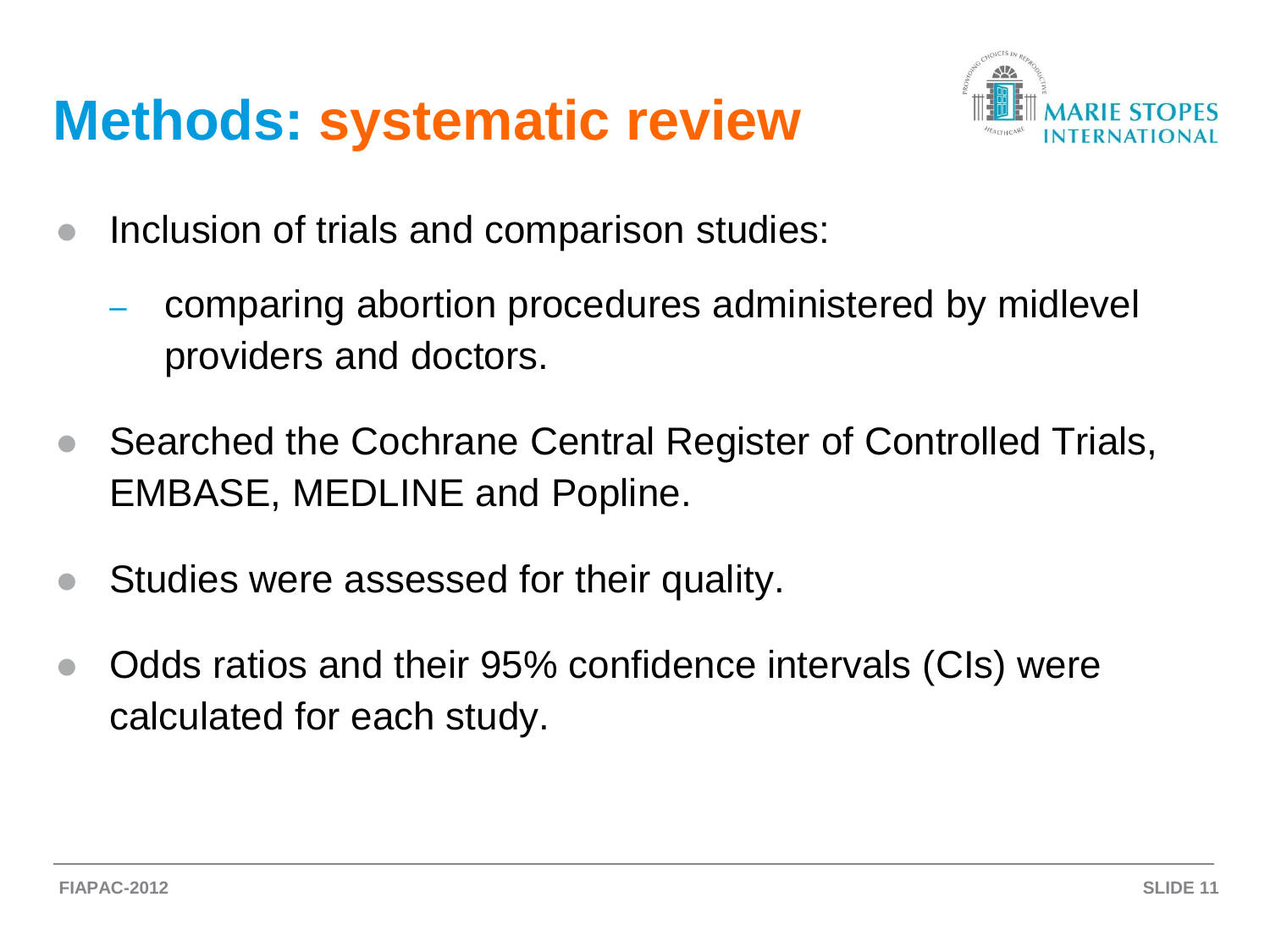# Methods: systematic review

- Inclusion of trials and comparison studies:
  - comparing abortion procedures administered by midlevel providers and doctors.
- Searched the Cochrane Central Register of Controlled Trials, EMBASE, MEDLINE and Popline.
- Studies were assessed for their quality.
- Odds ratios and their 95% confidence intervals (CIs) were calculated for each study.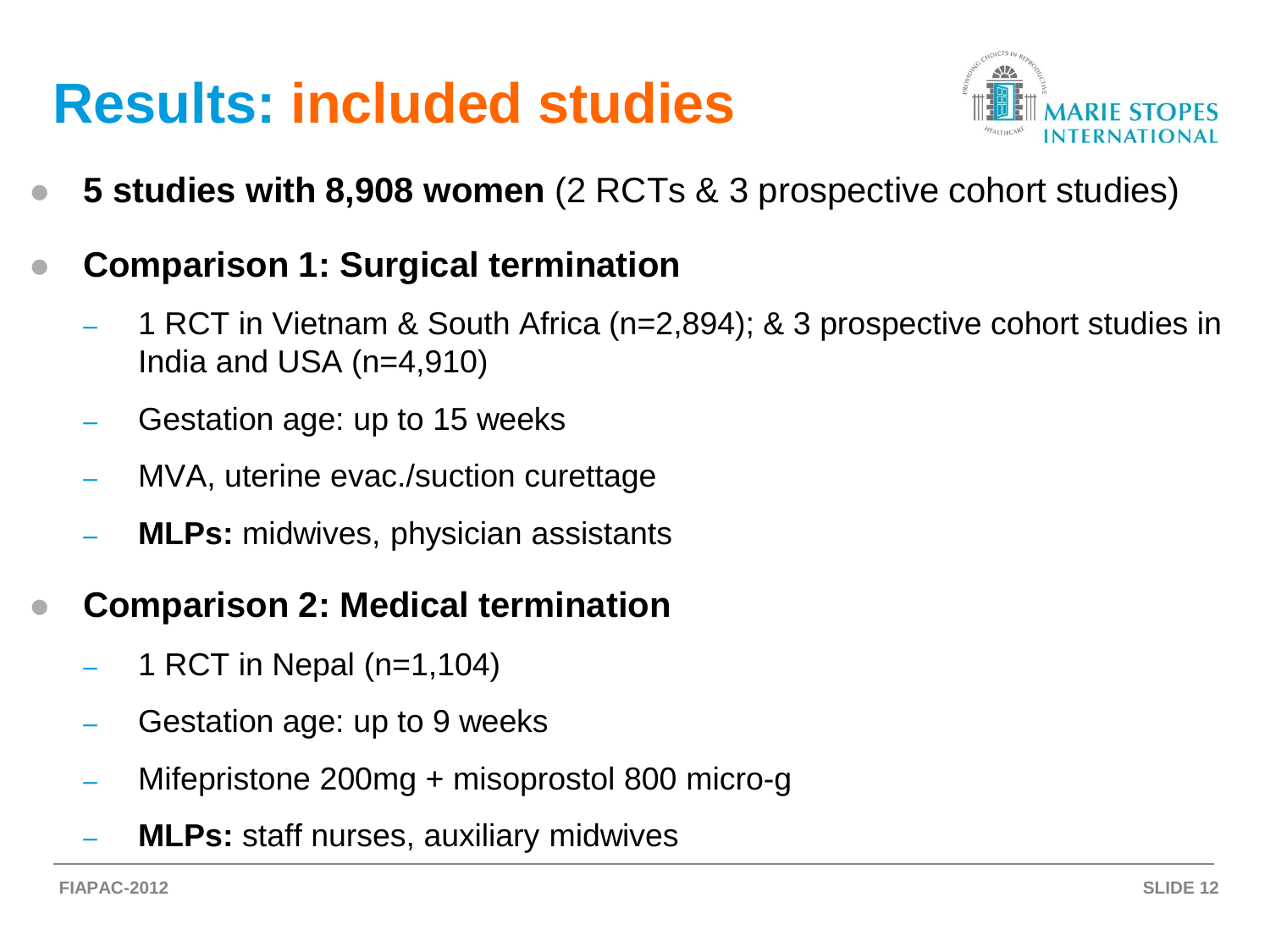# Results: included studies

- **5 studies with 8,908 women** (2 RCTs & 3 prospective cohort studies)
- **Comparison 1: Surgical termination**
  - 1 RCT in Vietnam & South Africa (n=2,894); & 3 prospective cohort studies in India and USA (n=4,910)
  - Gestation age: up to 15 weeks
  - MVA, uterine evac./suction curettage
  - **MLPs:** midwives, physician assistants
- **Comparison 2: Medical termination**
  - 1 RCT in Nepal (n=1,104)
  - Gestation age: up to 9 weeks
  - Mifepristone 200mg + misoprostol 800 micro-g
  - **MLPs:** staff nurses, auxiliary midwives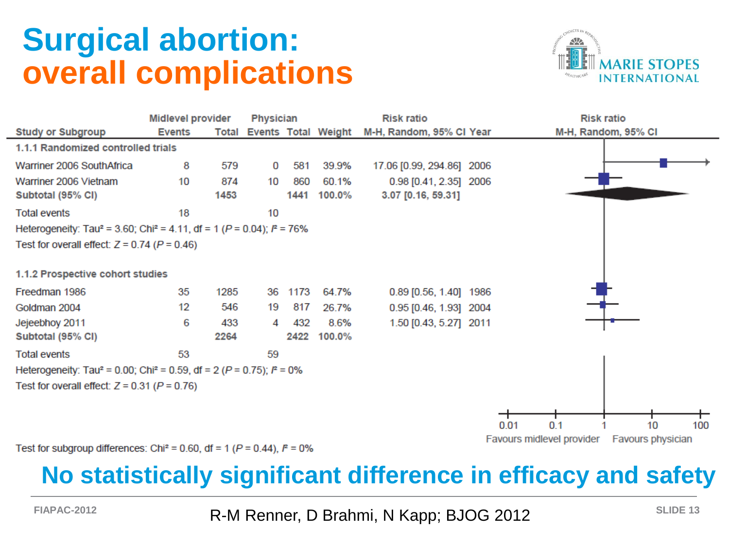# Surgical abortion: overall complications

| Study or Subgroup | Midlevel provider Events | Midlevel provider Total | Physician Events | Physician Total | Weight | Risk ratio M-H, Random, 95% CI | Year |
|---|---|---|---|---|---|---|---|
| **1.1.1 Randomized controlled trials** | | | | | | | |
| Warriner 2006 SouthAfrica | 8 | 579 | 0 | 581 | 39.9% | 17.06 [0.99, 294.86] | 2006 |
| Warriner 2006 Vietnam | 10 | 874 | 10 | 860 | 60.1% | 0.98 [0.41, 2.35] | 2006 |
| **Subtotal (95% CI)** | | **1453** | | **1441** | **100.0%** | **3.07 [0.16, 59.31]** | |
| Total events | 18 | | 10 | | | | |
| Heterogeneity: Tau² = 3.60; Chi² = 4.11, df = 1 (*P* = 0.04); I² = 76% | | | | | | | |
| Test for overall effect: *Z* = 0.74 (*P* = 0.46) | | | | | | | |
| **1.1.2 Prospective cohort studies** | | | | | | | |
| Freedman 1986 | 35 | 1285 | 36 | 1173 | 64.7% | 0.89 [0.56, 1.40] | 1986 |
| Goldman 2004 | 12 | 546 | 19 | 817 | 26.7% | 0.95 [0.46, 1.93] | 2004 |
| Jejeebhoy 2011 | 6 | 433 | 4 | 432 | 8.6% | 1.50 [0.43, 5.27] | 2011 |
| **Subtotal (95% CI)** | | **2264** | | **2422** | **100.0%** | | |
| Total events | 53 | | 59 | | | | |
| Heterogeneity: Tau² = 0.00; Chi² = 0.59, df = 2 (*P* = 0.75); I² = 0% | | | | | | | |
| Test for overall effect: *Z* = 0.31 (*P* = 0.76) | | | | | | | |

Risk ratio M-H, Random, 95% CI (axis: 0.01, 0.1, 1, 10, 100) — Favours midlevel provider | Favours physician

Test for subgroup differences: Chi² = 0.60, df = 1 (*P* = 0.44), I² = 0%

## No statistically significant difference in efficacy and safety

R-M Renner, D Brahmi, N Kapp; BJOG 2012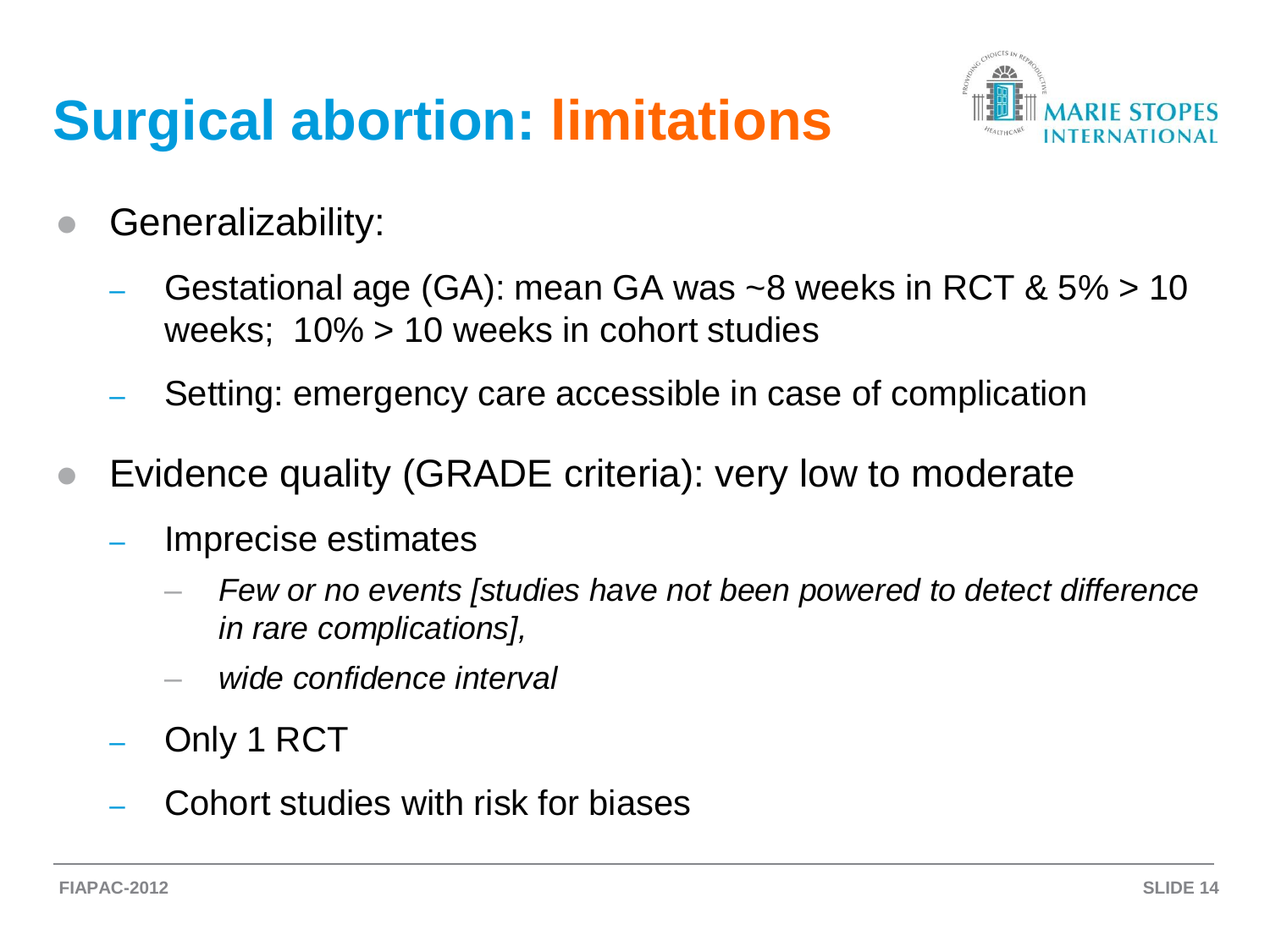# Surgical abortion: limitations

- Generalizability:
  - Gestational age (GA): mean GA was ~8 weeks in RCT & 5% > 10 weeks; 10% > 10 weeks in cohort studies
  - Setting: emergency care accessible in case of complication
- Evidence quality (GRADE criteria): very low to moderate
  - Imprecise estimates
    - *Few or no events [studies have not been powered to detect difference in rare complications],*
    - *wide confidence interval*
  - Only 1 RCT
  - Cohort studies with risk for biases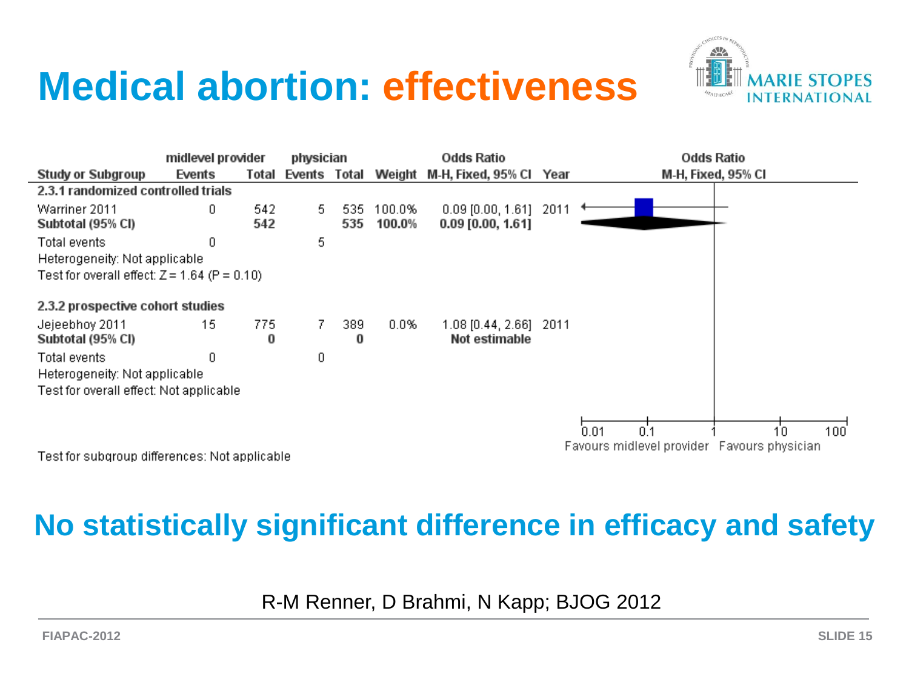# Medical abortion: effectiveness

| Study or Subgroup | midlevel provider Events | midlevel provider Total | physician Events | physician Total | Weight | Odds Ratio M-H, Fixed, 95% CI | Year |
|---|---|---|---|---|---|---|---|
| **2.3.1 randomized controlled trials** | | | | | | | |
| Warriner 2011 | 0 | 542 | 5 | 535 | 100.0% | 0.09 [0.00, 1.61] | 2011 |
| **Subtotal (95% CI)** | | **542** | | **535** | **100.0%** | **0.09 [0.00, 1.61]** | |
| Total events | 0 | | 5 | | | | |
| Heterogeneity: Not applicable | | | | | | | |
| Test for overall effect: Z = 1.64 (P = 0.10) | | | | | | | |
| **2.3.2 prospective cohort studies** | | | | | | | |
| Jejeebhoy 2011 | 15 | 775 | 7 | 389 | 0.0% | 1.08 [0.44, 2.66] | 2011 |
| **Subtotal (95% CI)** | | **0** | | **0** | | **Not estimable** | |
| Total events | 0 | | 0 | | | | |
| Heterogeneity: Not applicable | | | | | | | |
| Test for overall effect: Not applicable | | | | | | | |

Test for subgroup differences: Not applicable

Odds Ratio M-H, Fixed, 95% CI — 0.01, 0.1, 1, 10, 100 — Favours midlevel provider / Favours physician

**No statistically significant difference in efficacy and safety**

R-M Renner, D Brahmi, N Kapp; BJOG 2012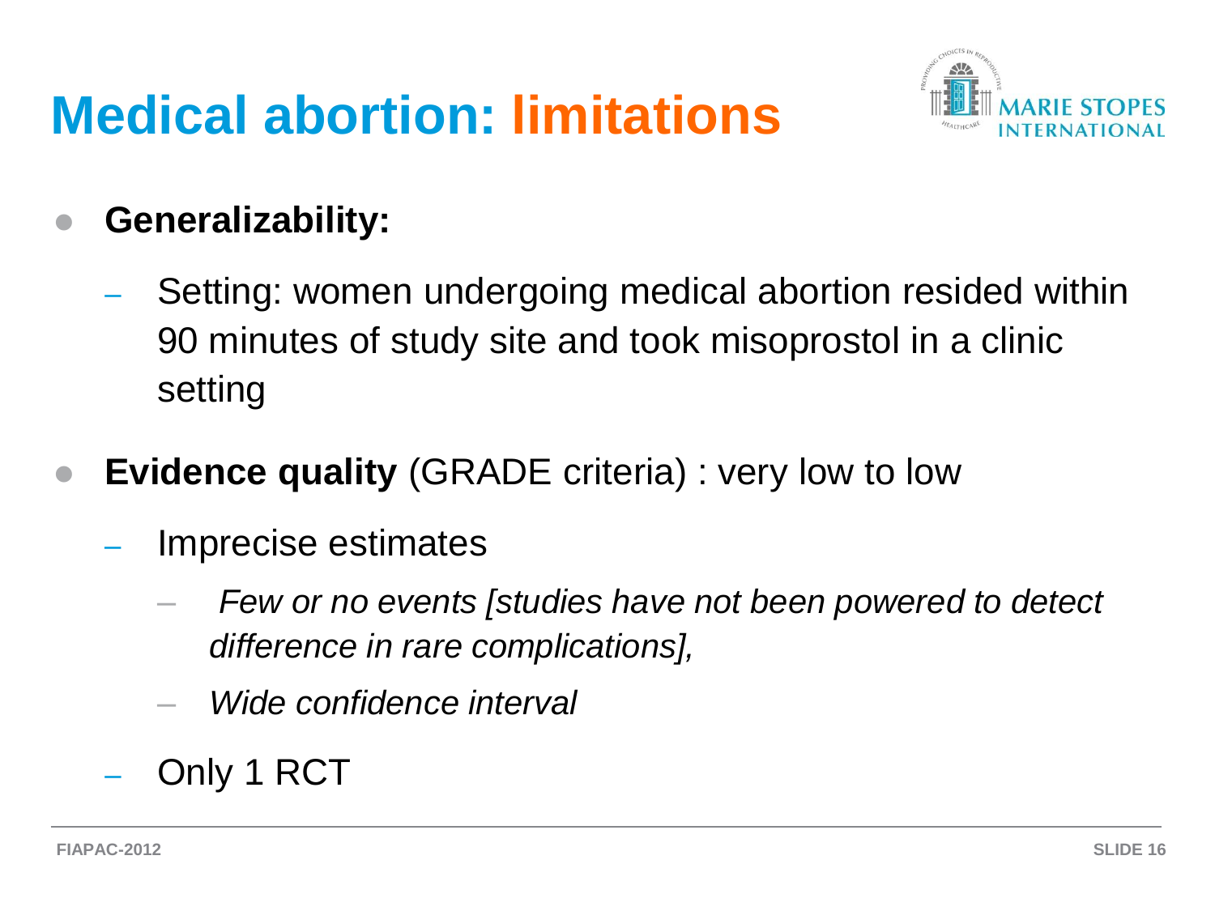# Medical abortion: limitations

- **Generalizability:**
  - Setting: women undergoing medical abortion resided within 90 minutes of study site and took misoprostol in a clinic setting
- **Evidence quality** (GRADE criteria) : very low to low
  - Imprecise estimates
    - *Few or no events [studies have not been powered to detect difference in rare complications],*
    - *Wide confidence interval*
  - Only 1 RCT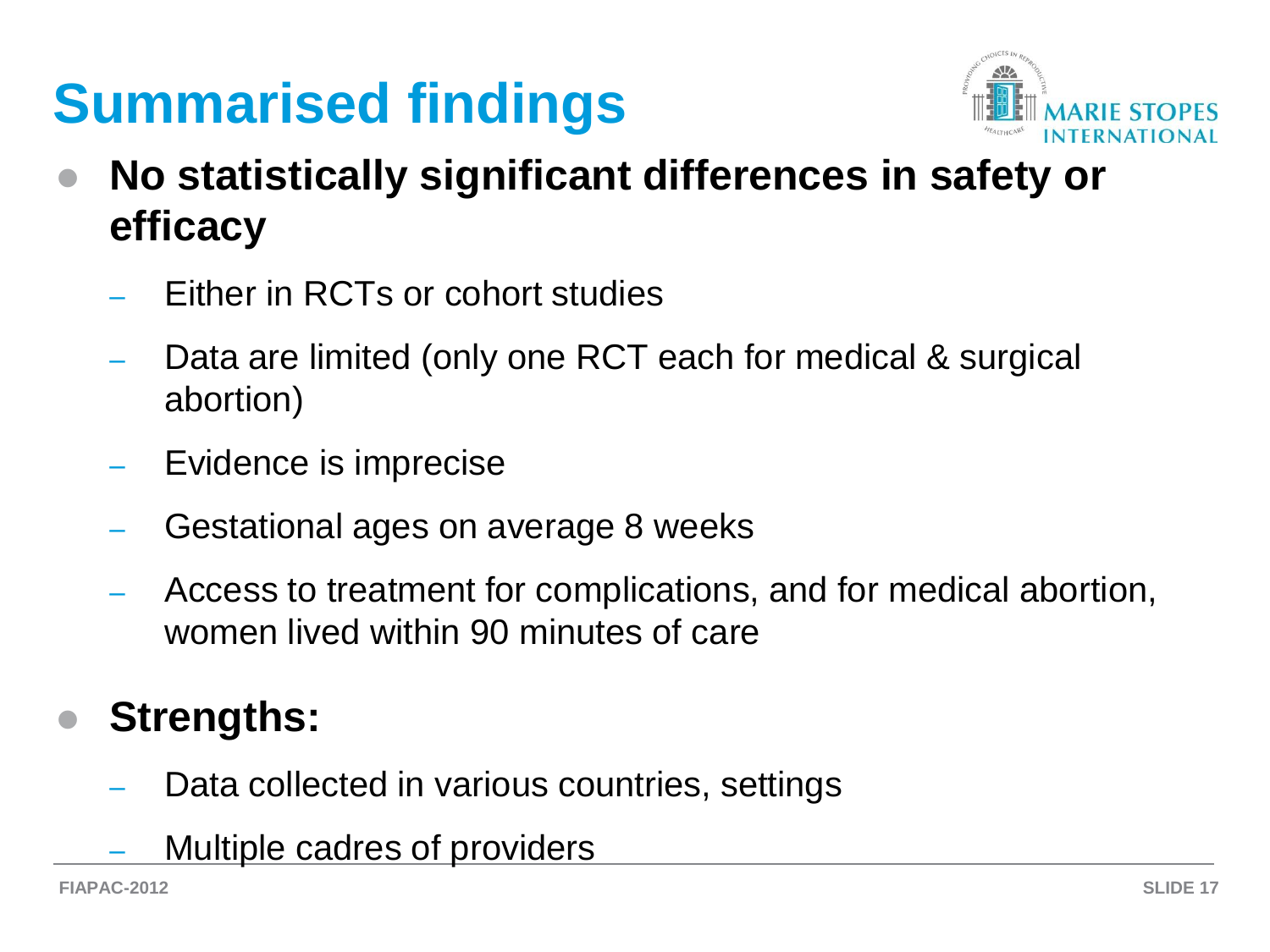# Summarised findings

- **No statistically significant differences in safety or efficacy**
  - Either in RCTs or cohort studies
  - Data are limited (only one RCT each for medical & surgical abortion)
  - Evidence is imprecise
  - Gestational ages on average 8 weeks
  - Access to treatment for complications, and for medical abortion, women lived within 90 minutes of care
- **Strengths:**
  - Data collected in various countries, settings
  - Multiple cadres of providers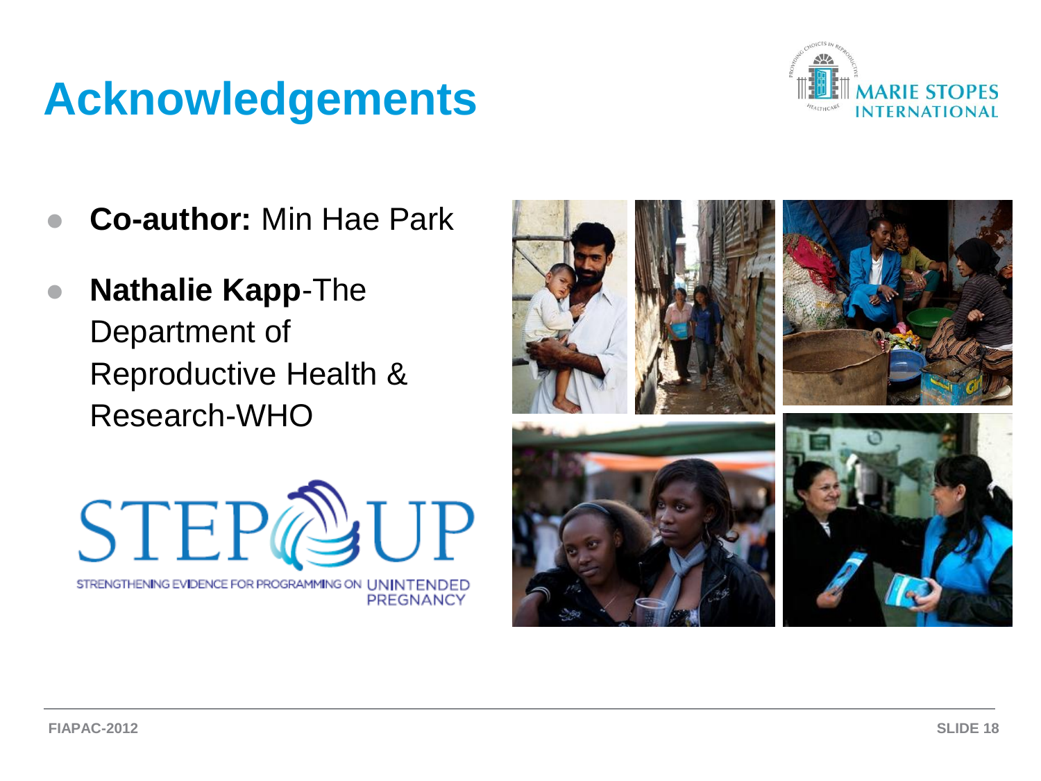# Acknowledgements

- **Co-author:** Min Hae Park
- **Nathalie Kapp**-The Department of Reproductive Health & Research-WHO

STEP UP

STRENGTHENING EVIDENCE FOR PROGRAMMING ON UNINTENDED PREGNANCY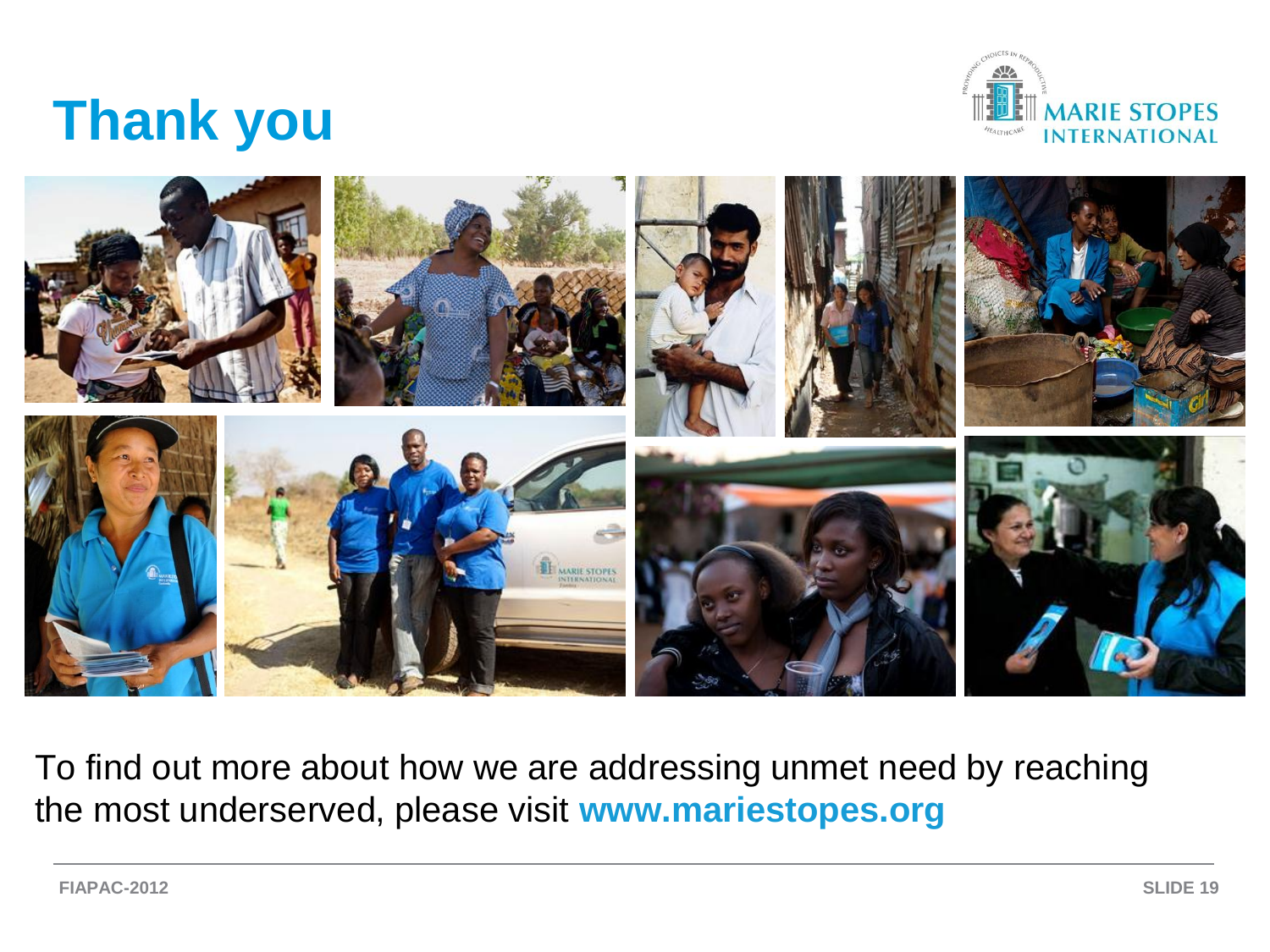# Thank you

To find out more about how we are addressing unmet need by reaching the most underserved, please visit **www.mariestopes.org**